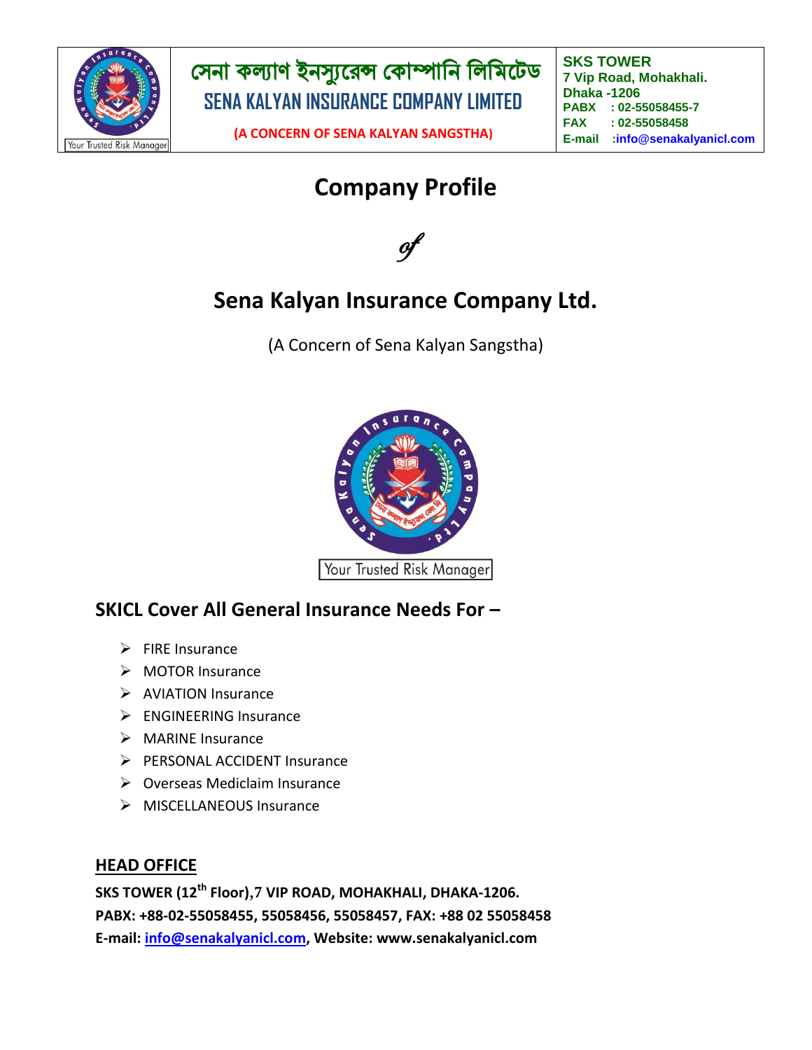| সেনা কল্যাণ ইনস্যুরেন্স কোম্পানি লিমিটেড<br>SENA KALYAN INSURANCE COMPANY LIMITED<br>(A CONCERN OF SENA KALYAN SANGSTHA) | SKS TOWER<br>7 Vip Road, Mohakhali.<br>Dhaka -1206<br>PABX : 02-55058455-7<br>FAX : 02-55058458<br>E-mail :info@senakalyanicl.com |
|---|---|

Your Trusted Risk Manager

# Company Profile

*of*

# Sena Kalyan Insurance Company Ltd.

(A Concern of Sena Kalyan Sangstha)

Your Trusted Risk Manager

## SKICL Cover All General Insurance Needs For –

- FIRE Insurance
- MOTOR Insurance
- AVIATION Insurance
- ENGINEERING Insurance
- MARINE Insurance
- PERSONAL ACCIDENT Insurance
- Overseas Mediclaim Insurance
- MISCELLANEOUS Insurance

## HEAD OFFICE

**SKS TOWER (12th Floor),7 VIP ROAD, MOHAKHALI, DHAKA-1206.**
**PABX: +88-02-55058455, 55058456, 55058457, FAX: +88 02 55058458**
**E-mail: info@senakalyanicl.com, Website: www.senakalyanicl.com**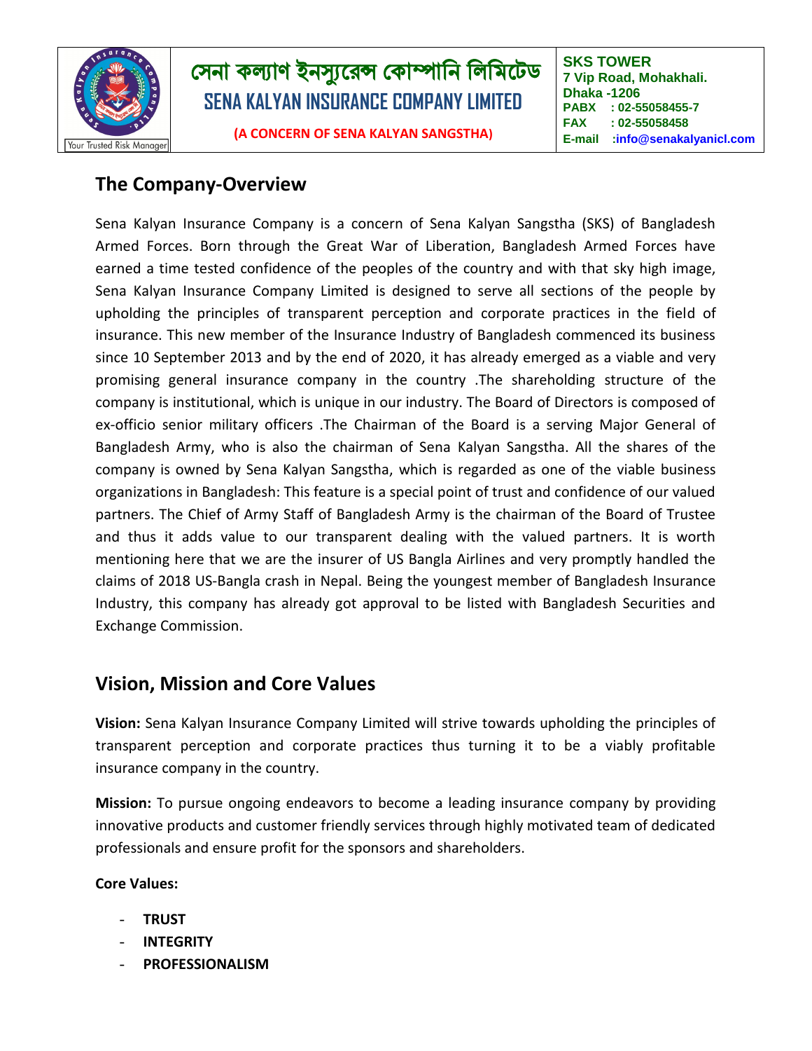## The Company-Overview

Sena Kalyan Insurance Company is a concern of Sena Kalyan Sangstha (SKS) of Bangladesh Armed Forces. Born through the Great War of Liberation, Bangladesh Armed Forces have earned a time tested confidence of the peoples of the country and with that sky high image, Sena Kalyan Insurance Company Limited is designed to serve all sections of the people by upholding the principles of transparent perception and corporate practices in the field of insurance. This new member of the Insurance Industry of Bangladesh commenced its business since 10 September 2013 and by the end of 2020, it has already emerged as a viable and very promising general insurance company in the country .The shareholding structure of the company is institutional, which is unique in our industry. The Board of Directors is composed of ex-officio senior military officers .The Chairman of the Board is a serving Major General of Bangladesh Army, who is also the chairman of Sena Kalyan Sangstha. All the shares of the company is owned by Sena Kalyan Sangstha, which is regarded as one of the viable business organizations in Bangladesh: This feature is a special point of trust and confidence of our valued partners. The Chief of Army Staff of Bangladesh Army is the chairman of the Board of Trustee and thus it adds value to our transparent dealing with the valued partners. It is worth mentioning here that we are the insurer of US Bangla Airlines and very promptly handled the claims of 2018 US-Bangla crash in Nepal. Being the youngest member of Bangladesh Insurance Industry, this company has already got approval to be listed with Bangladesh Securities and Exchange Commission.

## Vision, Mission and Core Values

**Vision:** Sena Kalyan Insurance Company Limited will strive towards upholding the principles of transparent perception and corporate practices thus turning it to be a viably profitable insurance company in the country.

**Mission:** To pursue ongoing endeavors to become a leading insurance company by providing innovative products and customer friendly services through highly motivated team of dedicated professionals and ensure profit for the sponsors and shareholders.

**Core Values:**

- **TRUST**
- **INTEGRITY**
- **PROFESSIONALISM**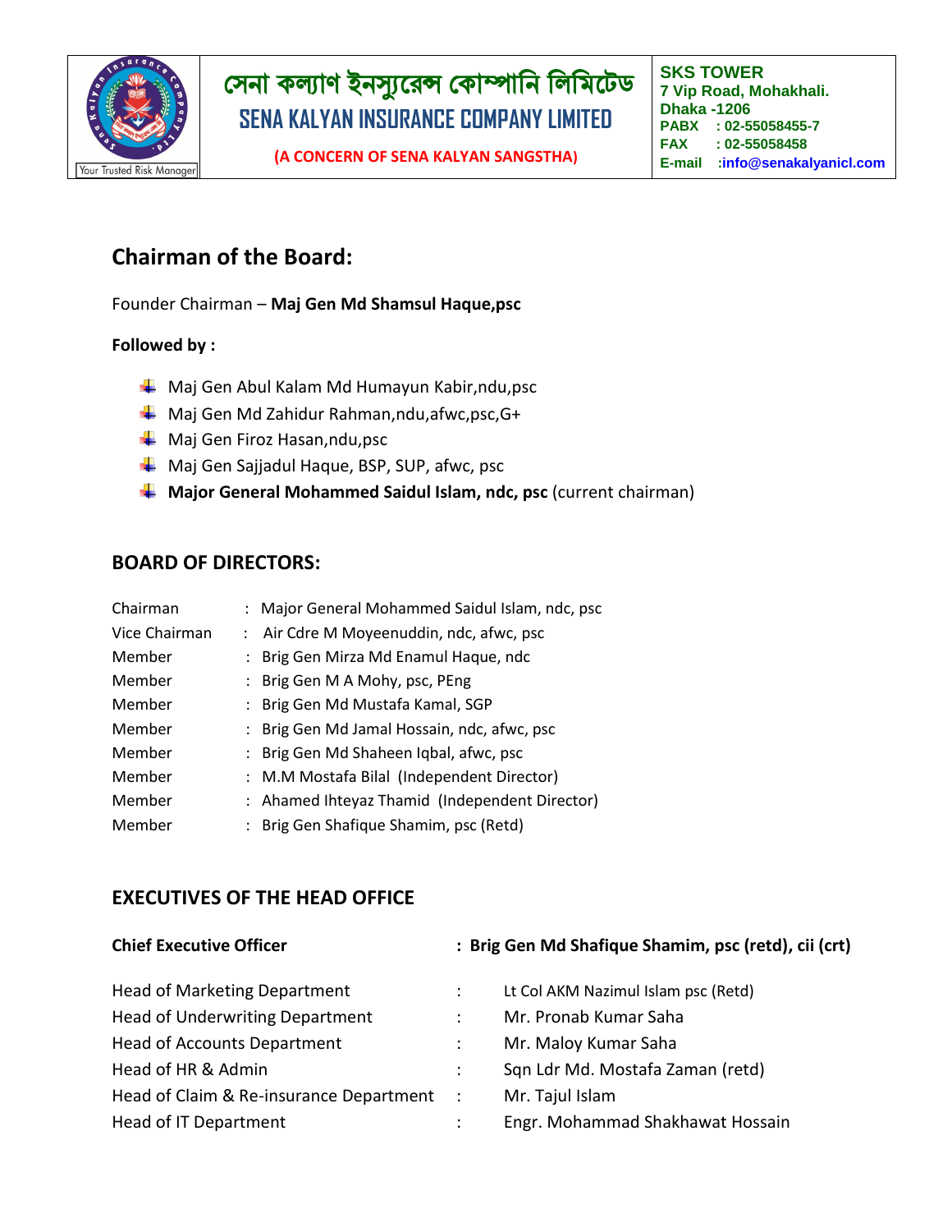## Chairman of the Board:

Founder Chairman – **Maj Gen Md Shamsul Haque,psc**

**Followed by :**

- Maj Gen Abul Kalam Md Humayun Kabir,ndu,psc
- Maj Gen Md Zahidur Rahman,ndu,afwc,psc,G+
- Maj Gen Firoz Hasan,ndu,psc
- Maj Gen Sajjadul Haque, BSP, SUP, afwc, psc
- **Major General Mohammed Saidul Islam, ndc, psc** (current chairman)

## BOARD OF DIRECTORS:

| | | |
|---|---|---|
| Chairman | : | Major General Mohammed Saidul Islam, ndc, psc |
| Vice Chairman | : | Air Cdre M Moyeenuddin, ndc, afwc, psc |
| Member | : | Brig Gen Mirza Md Enamul Haque, ndc |
| Member | : | Brig Gen M A Mohy, psc, PEng |
| Member | : | Brig Gen Md Mustafa Kamal, SGP |
| Member | : | Brig Gen Md Jamal Hossain, ndc, afwc, psc |
| Member | : | Brig Gen Md Shaheen Iqbal, afwc, psc |
| Member | : | M.M Mostafa Bilal (Independent Director) |
| Member | : | Ahamed Ihteyaz Thamid (Independent Director) |
| Member | : | Brig Gen Shafique Shamim, psc (Retd) |

## EXECUTIVES OF THE HEAD OFFICE

| | | |
|---|---|---|
| **Chief Executive Officer** | : | **Brig Gen Md Shafique Shamim, psc (retd), cii (crt)** |
| Head of Marketing Department | : | Lt Col AKM Nazimul Islam psc (Retd) |
| Head of Underwriting Department | : | Mr. Pronab Kumar Saha |
| Head of Accounts Department | : | Mr. Maloy Kumar Saha |
| Head of HR & Admin | : | Sqn Ldr Md. Mostafa Zaman (retd) |
| Head of Claim & Re-insurance Department | : | Mr. Tajul Islam |
| Head of IT Department | : | Engr. Mohammad Shakhawat Hossain |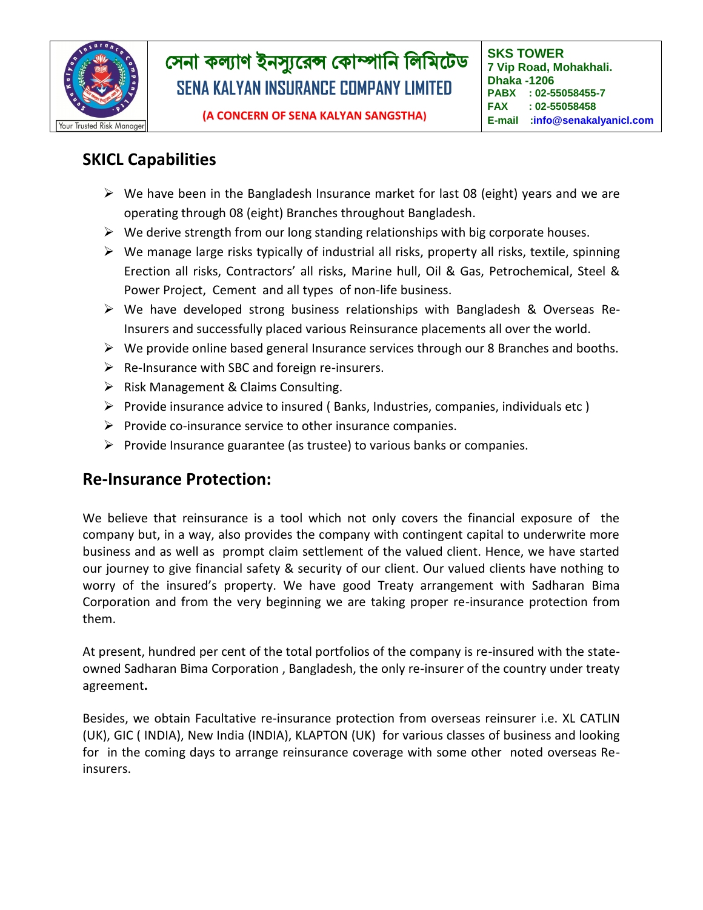## SKICL Capabilities

- We have been in the Bangladesh Insurance market for last 08 (eight) years and we are operating through 08 (eight) Branches throughout Bangladesh.
- We derive strength from our long standing relationships with big corporate houses.
- We manage large risks typically of industrial all risks, property all risks, textile, spinning Erection all risks, Contractors' all risks, Marine hull, Oil & Gas, Petrochemical, Steel & Power Project, Cement and all types of non-life business.
- We have developed strong business relationships with Bangladesh & Overseas Re-Insurers and successfully placed various Reinsurance placements all over the world.
- We provide online based general Insurance services through our 8 Branches and booths.
- Re-Insurance with SBC and foreign re-insurers.
- Risk Management & Claims Consulting.
- Provide insurance advice to insured ( Banks, Industries, companies, individuals etc )
- Provide co-insurance service to other insurance companies.
- Provide Insurance guarantee (as trustee) to various banks or companies.

## Re-Insurance Protection:

We believe that reinsurance is a tool which not only covers the financial exposure of the company but, in a way, also provides the company with contingent capital to underwrite more business and as well as prompt claim settlement of the valued client. Hence, we have started our journey to give financial safety & security of our client. Our valued clients have nothing to worry of the insured's property. We have good Treaty arrangement with Sadharan Bima Corporation and from the very beginning we are taking proper re-insurance protection from them.

At present, hundred per cent of the total portfolios of the company is re-insured with the state-owned Sadharan Bima Corporation , Bangladesh, the only re-insurer of the country under treaty agreement**.**

Besides, we obtain Facultative re-insurance protection from overseas reinsurer i.e. XL CATLIN (UK), GIC ( INDIA), New India (INDIA), KLAPTON (UK) for various classes of business and looking for in the coming days to arrange reinsurance coverage with some other noted overseas Re-insurers.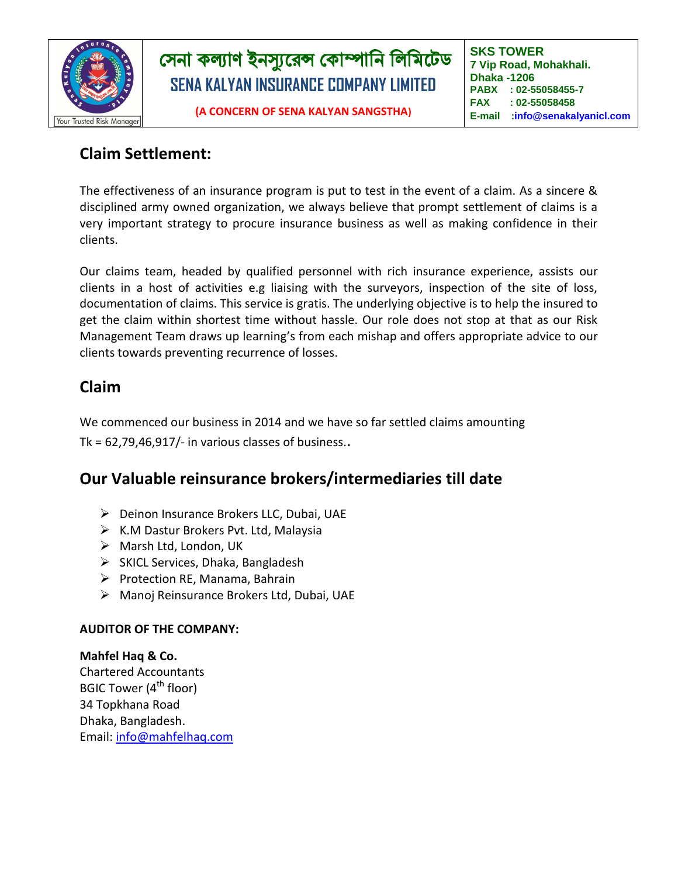## Claim Settlement:

The effectiveness of an insurance program is put to test in the event of a claim. As a sincere & disciplined army owned organization, we always believe that prompt settlement of claims is a very important strategy to procure insurance business as well as making confidence in their clients.

Our claims team, headed by qualified personnel with rich insurance experience, assists our clients in a host of activities e.g liaising with the surveyors, inspection of the site of loss, documentation of claims. This service is gratis. The underlying objective is to help the insured to get the claim within shortest time without hassle. Our role does not stop at that as our Risk Management Team draws up learning's from each mishap and offers appropriate advice to our clients towards preventing recurrence of losses.

## Claim

We commenced our business in 2014 and we have so far settled claims amounting
Tk = 62,79,46,917/- in various classes of business..

## Our Valuable reinsurance brokers/intermediaries till date

- Deinon Insurance Brokers LLC, Dubai, UAE
- K.M Dastur Brokers Pvt. Ltd, Malaysia
- Marsh Ltd, London, UK
- SKICL Services, Dhaka, Bangladesh
- Protection RE, Manama, Bahrain
- Manoj Reinsurance Brokers Ltd, Dubai, UAE

**AUDITOR OF THE COMPANY:**

**Mahfel Haq & Co.**
Chartered Accountants
BGIC Tower (4th floor)
34 Topkhana Road
Dhaka, Bangladesh.
Email: info@mahfelhaq.com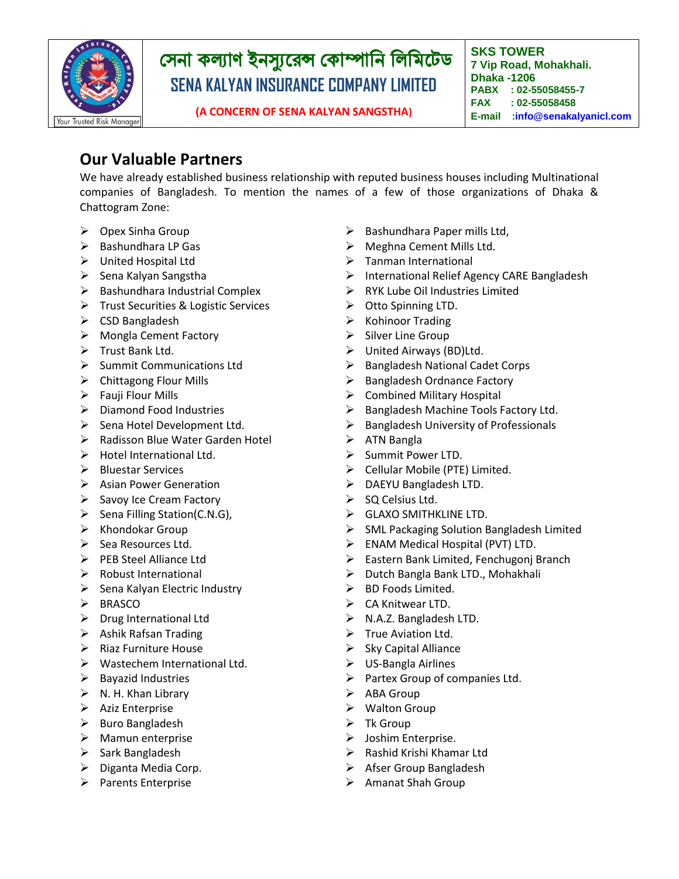## Our Valuable Partners

We have already established business relationship with reputed business houses including Multinational companies of Bangladesh. To mention the names of a few of those organizations of Dhaka & Chattogram Zone:

- Opex Sinha Group
- Bashundhara LP Gas
- United Hospital Ltd
- Sena Kalyan Sangstha
- Bashundhara Industrial Complex
- Trust Securities & Logistic Services
- CSD Bangladesh
- Mongla Cement Factory
- Trust Bank Ltd.
- Summit Communications Ltd
- Chittagong Flour Mills
- Fauji Flour Mills
- Diamond Food Industries
- Sena Hotel Development Ltd.
- Radisson Blue Water Garden Hotel
- Hotel International Ltd.
- Bluestar Services
- Asian Power Generation
- Savoy Ice Cream Factory
- Sena Filling Station(C.N.G),
- Khondokar Group
- Sea Resources Ltd.
- PEB Steel Alliance Ltd
- Robust International
- Sena Kalyan Electric Industry
- BRASCO
- Drug International Ltd
- Ashik Rafsan Trading
- Riaz Furniture House
- Wastechem International Ltd.
- Bayazid Industries
- N. H. Khan Library
- Aziz Enterprise
- Buro Bangladesh
- Mamun enterprise
- Sark Bangladesh
- Diganta Media Corp.
- Parents Enterprise
- Bashundhara Paper mills Ltd,
- Meghna Cement Mills Ltd.
- Tanman International
- International Relief Agency CARE Bangladesh
- RYK Lube Oil Industries Limited
- Otto Spinning LTD.
- Kohinoor Trading
- Silver Line Group
- United Airways (BD)Ltd.
- Bangladesh National Cadet Corps
- Bangladesh Ordnance Factory
- Combined Military Hospital
- Bangladesh Machine Tools Factory Ltd.
- Bangladesh University of Professionals
- ATN Bangla
- Summit Power LTD.
- Cellular Mobile (PTE) Limited.
- DAEYU Bangladesh LTD.
- SQ Celsius Ltd.
- GLAXO SMITHKLINE LTD.
- SML Packaging Solution Bangladesh Limited
- ENAM Medical Hospital (PVT) LTD.
- Eastern Bank Limited, Fenchugonj Branch
- Dutch Bangla Bank LTD., Mohakhali
- BD Foods Limited.
- CA Knitwear LTD.
- N.A.Z. Bangladesh LTD.
- True Aviation Ltd.
- Sky Capital Alliance
- US-Bangla Airlines
- Partex Group of companies Ltd.
- ABA Group
- Walton Group
- Tk Group
- Joshim Enterprise.
- Rashid Krishi Khamar Ltd
- Afser Group Bangladesh
- Amanat Shah Group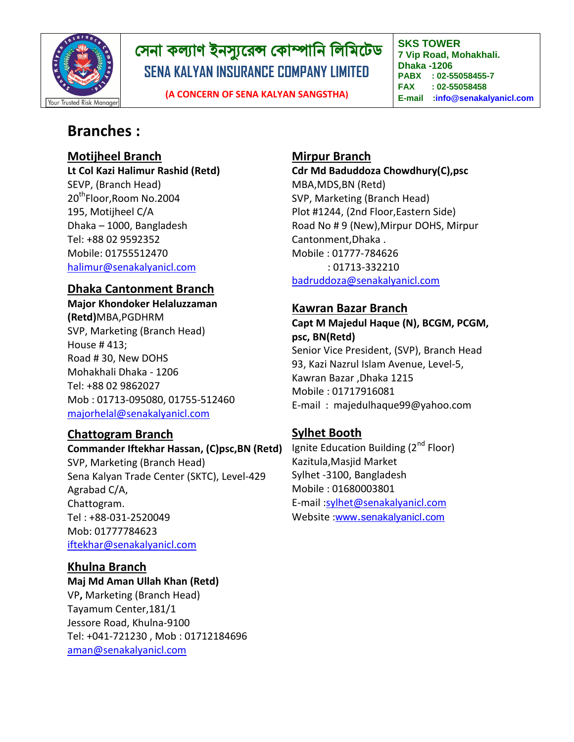# সেনা কল্যাণ ইনস্যুরেন্স কোম্পানি লিমিটেড

**SENA KALYAN INSURANCE COMPANY LIMITED**

**(A CONCERN OF SENA KALYAN SANGSTHA)**

Your Trusted Risk Manager

**SKS TOWER**
**7 Vip Road, Mohakhali.**
**Dhaka -1206**
**PABX : 02-55058455-7**
**FAX : 02-55058458**
**E-mail :info@senakalyanicl.com**

## Branches :

### Motijheel Branch

**Lt Col Kazi Halimur Rashid (Retd)**
SEVP, (Branch Head)
20th Floor,Room No.2004
195, Motijheel C/A
Dhaka – 1000, Bangladesh
Tel: +88 02 9592352
Mobile: 01755512470
halimur@senakalyanicl.com

### Dhaka Cantonment Branch

**Major Khondoker Helaluzzaman (Retd)**MBA,PGDHRM
SVP, Marketing (Branch Head)
House # 413;
Road # 30, New DOHS
Mohakhali Dhaka - 1206
Tel: +88 02 9862027
Mob : 01713-095080, 01755-512460
majorhelal@senakalyanicl.com

### Chattogram Branch

**Commander Iftekhar Hassan, (C)psc,BN (Retd)**
SVP, Marketing (Branch Head)
Sena Kalyan Trade Center (SKTC), Level-429
Agrabad C/A,
Chattogram.
Tel : +88-031-2520049
Mob: 01777784623
iftekhar@senakalyanicl.com

### Khulna Branch

**Maj Md Aman Ullah Khan (Retd)**
VP**,** Marketing (Branch Head)
Tayamum Center,181/1
Jessore Road, Khulna-9100
Tel: +041-721230 , Mob : 01712184696
aman@senakalyanicl.com

### Mirpur Branch

**Cdr Md Baduddoza Chowdhury(C),psc**
MBA,MDS,BN (Retd)
SVP, Marketing (Branch Head)
Plot #1244, (2nd Floor,Eastern Side)
Road No # 9 (New),Mirpur DOHS, Mirpur Cantonment,Dhaka .
Mobile : 01777-784626
: 01713-332210
badruddoza@senakalyanicl.com

### Kawran Bazar Branch

**Capt M Majedul Haque (N), BCGM, PCGM, psc, BN(Retd)**
Senior Vice President, (SVP), Branch Head
93, Kazi Nazrul Islam Avenue, Level-5,
Kawran Bazar ,Dhaka 1215
Mobile : 01717916081
E-mail : majedulhaque99@yahoo.com

### Sylhet Booth

Ignite Education Building (2nd Floor)
Kazitula,Masjid Market
Sylhet -3100, Bangladesh
Mobile : 01680003801
E-mail :sylhet@senakalyanicl.com
Website :www.senakalyanicl.com